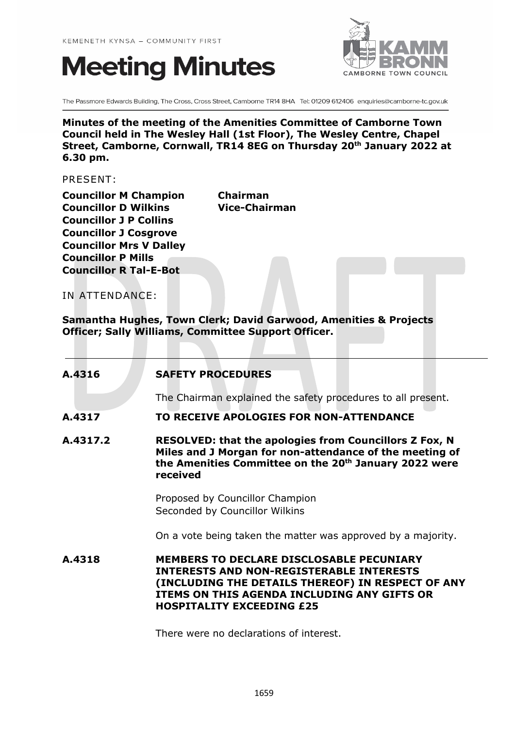KEMENETH KYNSA – COMMUNITY FIRST

# Meeting Minutes

KAMM BRONN
CAMBORNE TOWN COUNCIL

The Passmore Edwards Building, The Cross, Cross Street, Camborne TR14 8HA Tel: 01209 612406 enquiries@camborne-tc.gov.uk

**Minutes of the meeting of the Amenities Committee of Camborne Town Council held in The Wesley Hall (1st Floor), The Wesley Centre, Chapel Street, Camborne, Cornwall, TR14 8EG on Thursday 20th January 2022 at 6.30 pm.**

PRESENT:

**Councillor M Champion** **Chairman**
**Councillor D Wilkins** **Vice-Chairman**
**Councillor J P Collins**
**Councillor J Cosgrove**
**Councillor Mrs V Dalley**
**Councillor P Mills**
**Councillor R Tal-E-Bot**

IN ATTENDANCE:

**Samantha Hughes, Town Clerk; David Garwood, Amenities & Projects Officer; Sally Williams, Committee Support Officer.**

---

**A.4316** **SAFETY PROCEDURES**

The Chairman explained the safety procedures to all present.

**A.4317** **TO RECEIVE APOLOGIES FOR NON-ATTENDANCE**

**A.4317.2** **RESOLVED: that the apologies from Councillors Z Fox, N Miles and J Morgan for non-attendance of the meeting of the Amenities Committee on the 20th January 2022 were received**

Proposed by Councillor Champion
Seconded by Councillor Wilkins

On a vote being taken the matter was approved by a majority.

**A.4318** **MEMBERS TO DECLARE DISCLOSABLE PECUNIARY INTERESTS AND NON-REGISTERABLE INTERESTS (INCLUDING THE DETAILS THEREOF) IN RESPECT OF ANY ITEMS ON THIS AGENDA INCLUDING ANY GIFTS OR HOSPITALITY EXCEEDING £25**

There were no declarations of interest.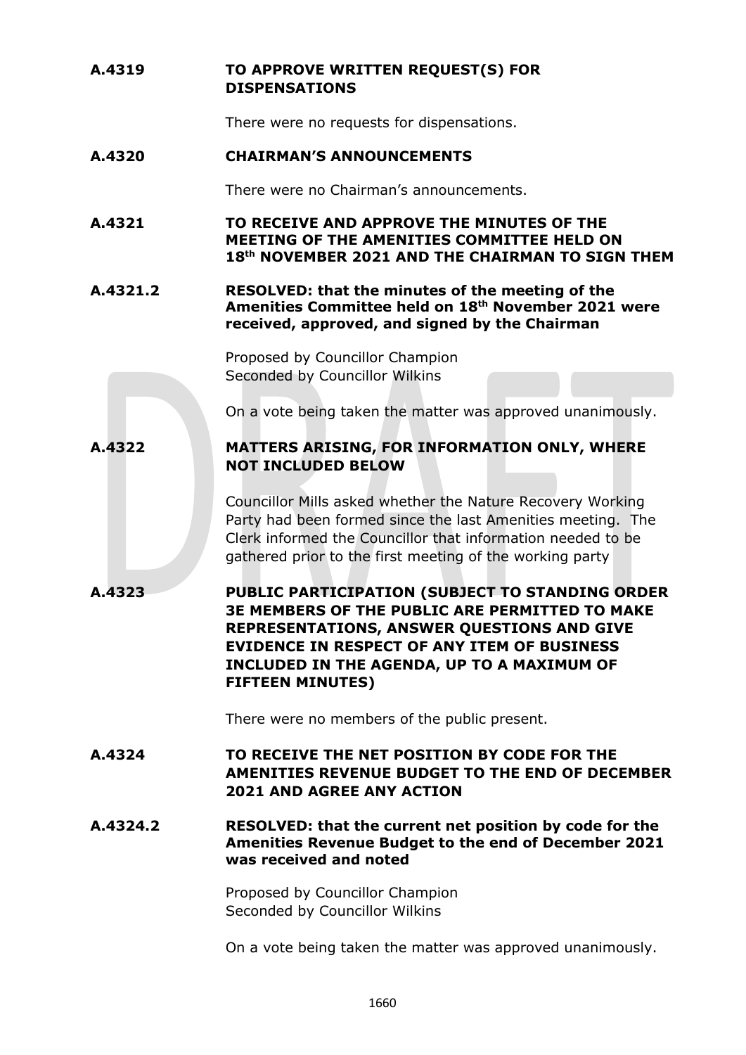**A.4319 TO APPROVE WRITTEN REQUEST(S) FOR DISPENSATIONS**

There were no requests for dispensations.

**A.4320 CHAIRMAN'S ANNOUNCEMENTS**

There were no Chairman's announcements.

**A.4321 TO RECEIVE AND APPROVE THE MINUTES OF THE MEETING OF THE AMENITIES COMMITTEE HELD ON 18th NOVEMBER 2021 AND THE CHAIRMAN TO SIGN THEM**

**A.4321.2 RESOLVED: that the minutes of the meeting of the Amenities Committee held on 18th November 2021 were received, approved, and signed by the Chairman**

Proposed by Councillor Champion
Seconded by Councillor Wilkins

On a vote being taken the matter was approved unanimously.

**A.4322 MATTERS ARISING, FOR INFORMATION ONLY, WHERE NOT INCLUDED BELOW**

Councillor Mills asked whether the Nature Recovery Working Party had been formed since the last Amenities meeting. The Clerk informed the Councillor that information needed to be gathered prior to the first meeting of the working party

**A.4323 PUBLIC PARTICIPATION (SUBJECT TO STANDING ORDER 3E MEMBERS OF THE PUBLIC ARE PERMITTED TO MAKE REPRESENTATIONS, ANSWER QUESTIONS AND GIVE EVIDENCE IN RESPECT OF ANY ITEM OF BUSINESS INCLUDED IN THE AGENDA, UP TO A MAXIMUM OF FIFTEEN MINUTES)**

There were no members of the public present.

**A.4324 TO RECEIVE THE NET POSITION BY CODE FOR THE AMENITIES REVENUE BUDGET TO THE END OF DECEMBER 2021 AND AGREE ANY ACTION**

**A.4324.2 RESOLVED: that the current net position by code for the Amenities Revenue Budget to the end of December 2021 was received and noted**

Proposed by Councillor Champion
Seconded by Councillor Wilkins

On a vote being taken the matter was approved unanimously.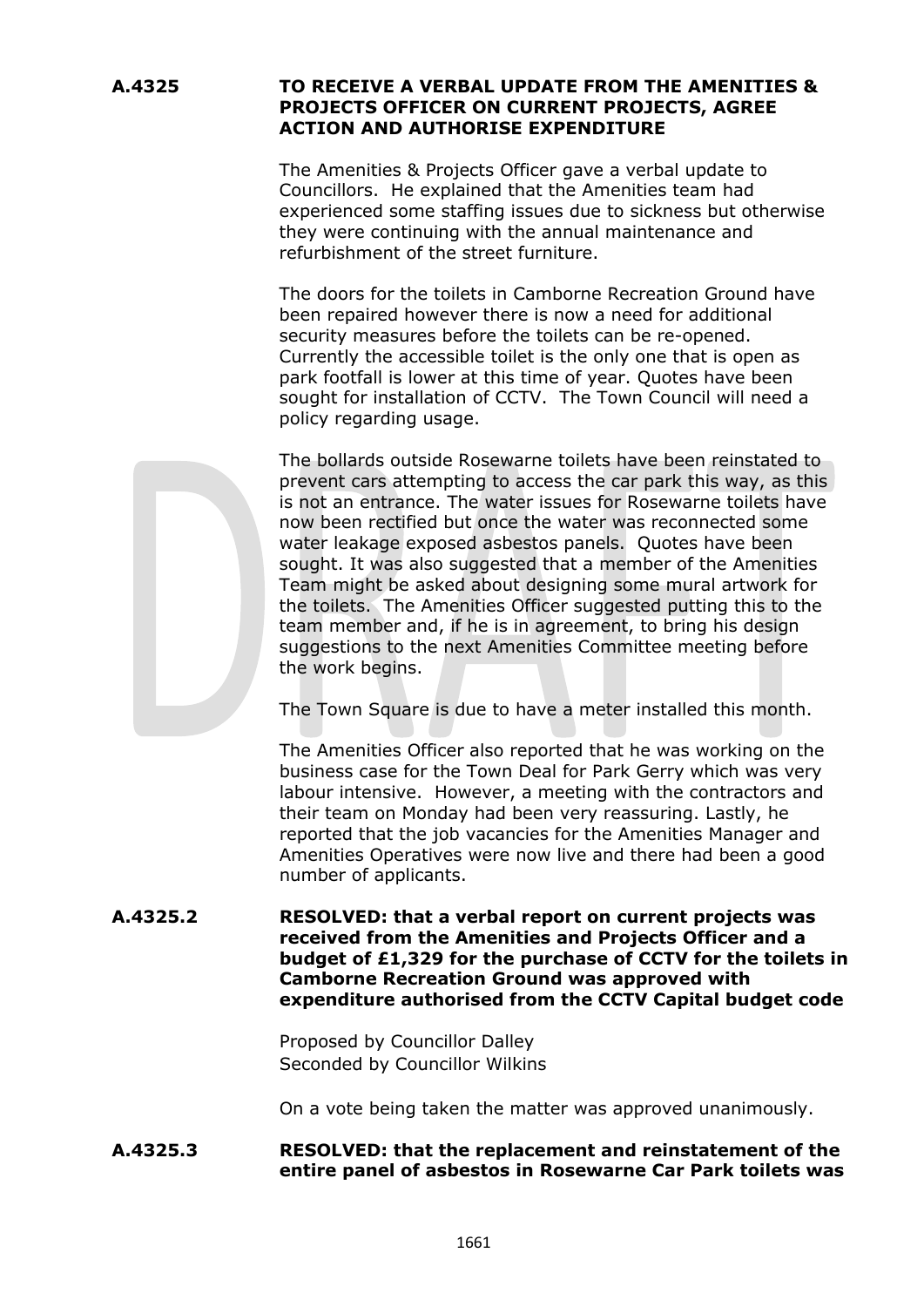**A.4325 TO RECEIVE A VERBAL UPDATE FROM THE AMENITIES & PROJECTS OFFICER ON CURRENT PROJECTS, AGREE ACTION AND AUTHORISE EXPENDITURE**

The Amenities & Projects Officer gave a verbal update to Councillors. He explained that the Amenities team had experienced some staffing issues due to sickness but otherwise they were continuing with the annual maintenance and refurbishment of the street furniture.

The doors for the toilets in Camborne Recreation Ground have been repaired however there is now a need for additional security measures before the toilets can be re-opened. Currently the accessible toilet is the only one that is open as park footfall is lower at this time of year. Quotes have been sought for installation of CCTV. The Town Council will need a policy regarding usage.

The bollards outside Rosewarne toilets have been reinstated to prevent cars attempting to access the car park this way, as this is not an entrance. The water issues for Rosewarne toilets have now been rectified but once the water was reconnected some water leakage exposed asbestos panels. Quotes have been sought. It was also suggested that a member of the Amenities Team might be asked about designing some mural artwork for the toilets. The Amenities Officer suggested putting this to the team member and, if he is in agreement, to bring his design suggestions to the next Amenities Committee meeting before the work begins.

The Town Square is due to have a meter installed this month.

The Amenities Officer also reported that he was working on the business case for the Town Deal for Park Gerry which was very labour intensive. However, a meeting with the contractors and their team on Monday had been very reassuring. Lastly, he reported that the job vacancies for the Amenities Manager and Amenities Operatives were now live and there had been a good number of applicants.

**A.4325.2 RESOLVED: that a verbal report on current projects was received from the Amenities and Projects Officer and a budget of £1,329 for the purchase of CCTV for the toilets in Camborne Recreation Ground was approved with expenditure authorised from the CCTV Capital budget code**

Proposed by Councillor Dalley
Seconded by Councillor Wilkins

On a vote being taken the matter was approved unanimously.

**A.4325.3 RESOLVED: that the replacement and reinstatement of the entire panel of asbestos in Rosewarne Car Park toilets was**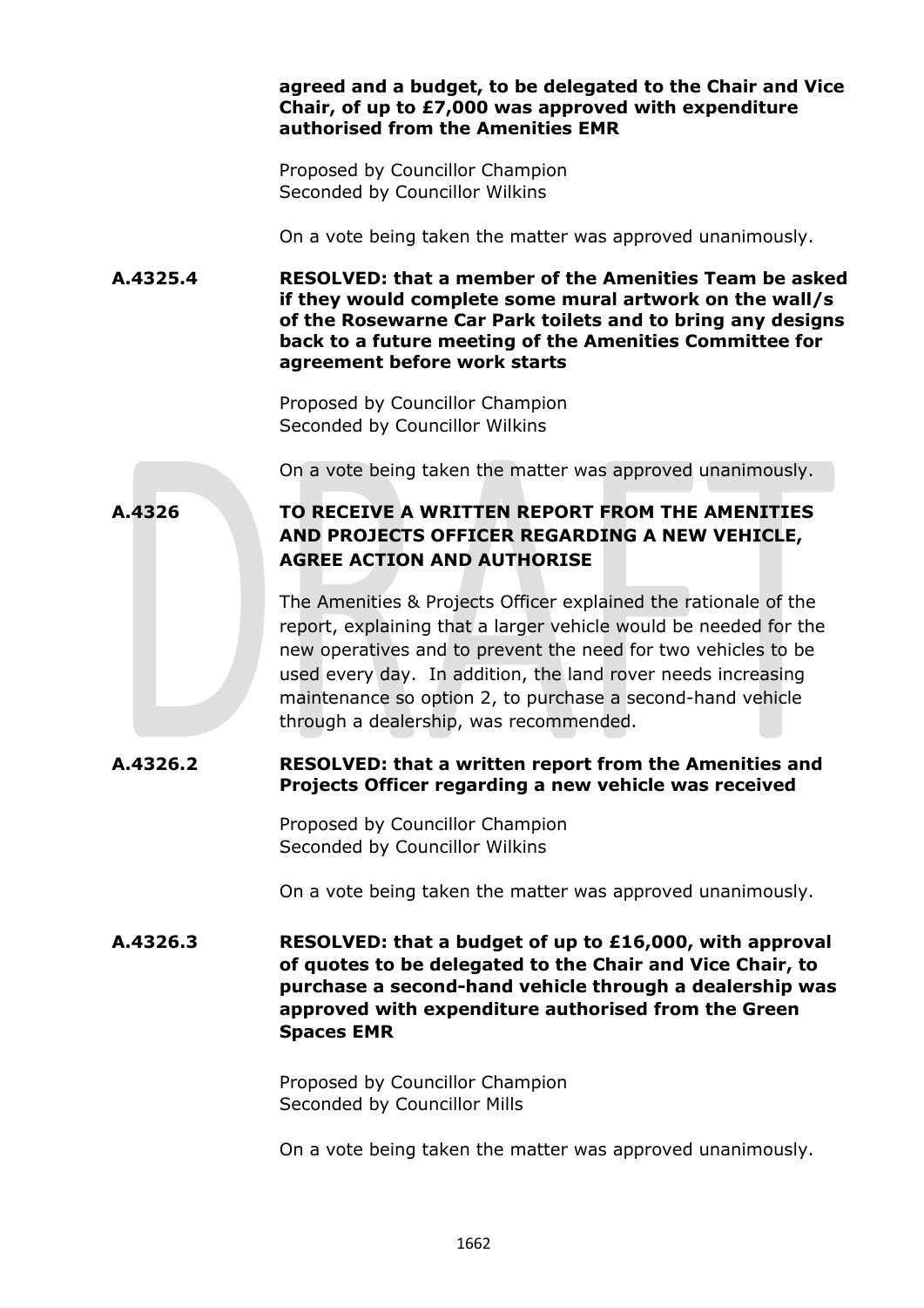**agreed and a budget, to be delegated to the Chair and Vice Chair, of up to £7,000 was approved with expenditure authorised from the Amenities EMR**

Proposed by Councillor Champion
Seconded by Councillor Wilkins

On a vote being taken the matter was approved unanimously.

**A.4325.4 RESOLVED: that a member of the Amenities Team be asked if they would complete some mural artwork on the wall/s of the Rosewarne Car Park toilets and to bring any designs back to a future meeting of the Amenities Committee for agreement before work starts**

Proposed by Councillor Champion
Seconded by Councillor Wilkins

On a vote being taken the matter was approved unanimously.

**A.4326 TO RECEIVE A WRITTEN REPORT FROM THE AMENITIES AND PROJECTS OFFICER REGARDING A NEW VEHICLE, AGREE ACTION AND AUTHORISE**

The Amenities & Projects Officer explained the rationale of the report, explaining that a larger vehicle would be needed for the new operatives and to prevent the need for two vehicles to be used every day. In addition, the land rover needs increasing maintenance so option 2, to purchase a second-hand vehicle through a dealership, was recommended.

**A.4326.2 RESOLVED: that a written report from the Amenities and Projects Officer regarding a new vehicle was received**

Proposed by Councillor Champion
Seconded by Councillor Wilkins

On a vote being taken the matter was approved unanimously.

**A.4326.3 RESOLVED: that a budget of up to £16,000, with approval of quotes to be delegated to the Chair and Vice Chair, to purchase a second-hand vehicle through a dealership was approved with expenditure authorised from the Green Spaces EMR**

Proposed by Councillor Champion
Seconded by Councillor Mills

On a vote being taken the matter was approved unanimously.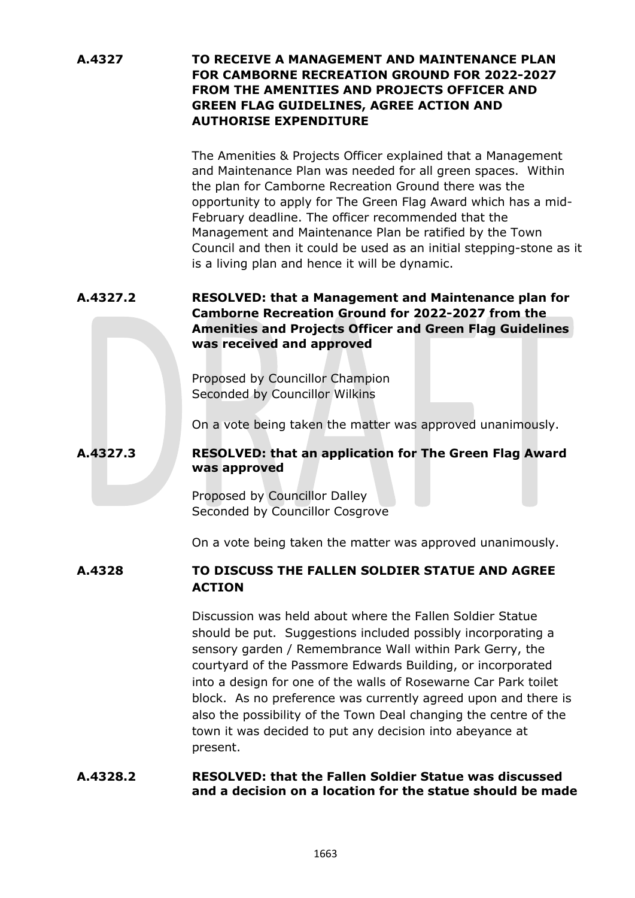**A.4327** **TO RECEIVE A MANAGEMENT AND MAINTENANCE PLAN FOR CAMBORNE RECREATION GROUND FOR 2022-2027 FROM THE AMENITIES AND PROJECTS OFFICER AND GREEN FLAG GUIDELINES, AGREE ACTION AND AUTHORISE EXPENDITURE**

The Amenities & Projects Officer explained that a Management and Maintenance Plan was needed for all green spaces. Within the plan for Camborne Recreation Ground there was the opportunity to apply for The Green Flag Award which has a mid-February deadline. The officer recommended that the Management and Maintenance Plan be ratified by the Town Council and then it could be used as an initial stepping-stone as it is a living plan and hence it will be dynamic.

**A.4327.2** **RESOLVED: that a Management and Maintenance plan for Camborne Recreation Ground for 2022-2027 from the Amenities and Projects Officer and Green Flag Guidelines was received and approved**

Proposed by Councillor Champion
Seconded by Councillor Wilkins

On a vote being taken the matter was approved unanimously.

**A.4327.3** **RESOLVED: that an application for The Green Flag Award was approved**

Proposed by Councillor Dalley
Seconded by Councillor Cosgrove

On a vote being taken the matter was approved unanimously.

**A.4328** **TO DISCUSS THE FALLEN SOLDIER STATUE AND AGREE ACTION**

Discussion was held about where the Fallen Soldier Statue should be put. Suggestions included possibly incorporating a sensory garden / Remembrance Wall within Park Gerry, the courtyard of the Passmore Edwards Building, or incorporated into a design for one of the walls of Rosewarne Car Park toilet block. As no preference was currently agreed upon and there is also the possibility of the Town Deal changing the centre of the town it was decided to put any decision into abeyance at present.

**A.4328.2** **RESOLVED: that the Fallen Soldier Statue was discussed and a decision on a location for the statue should be made**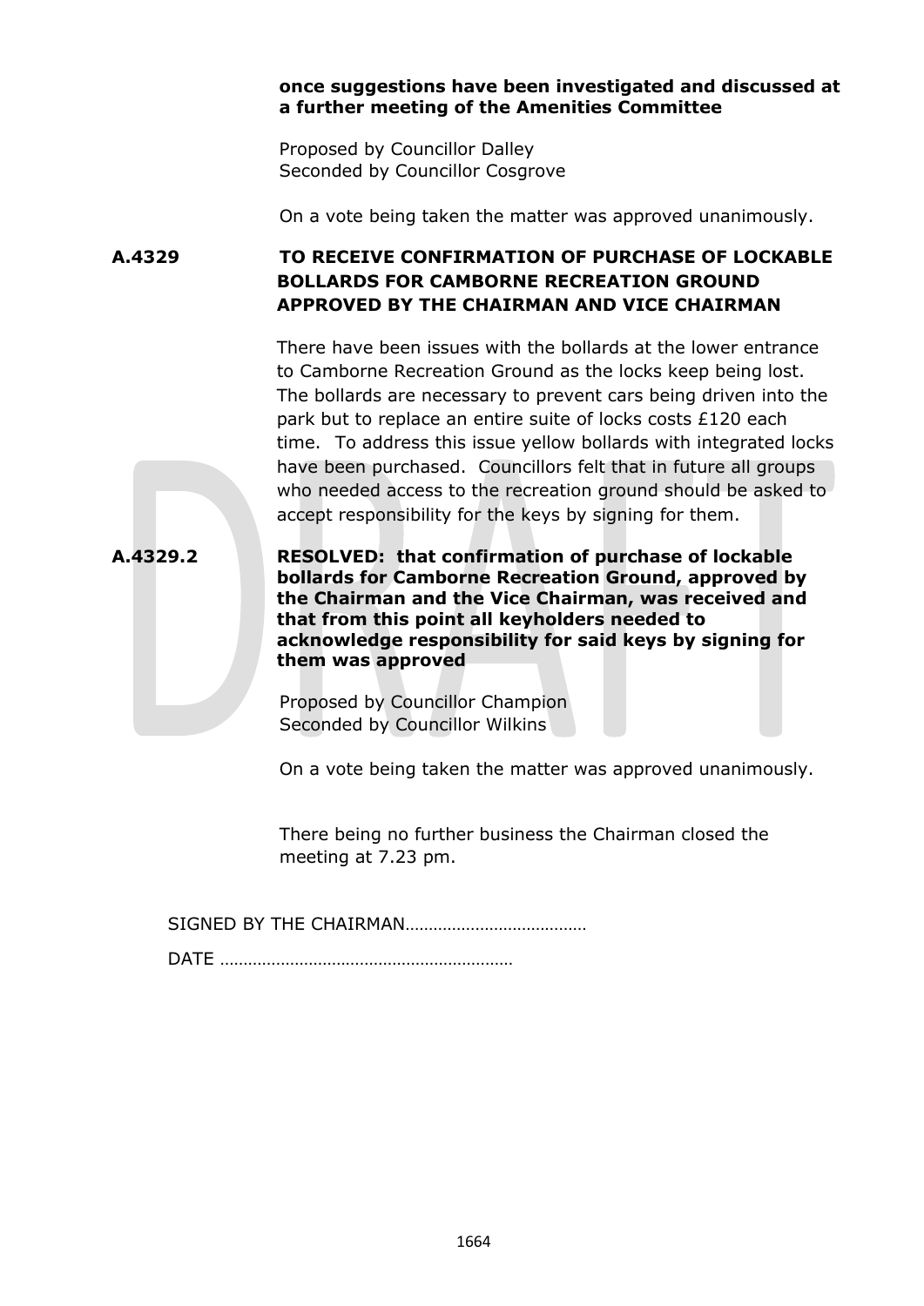**once suggestions have been investigated and discussed at a further meeting of the Amenities Committee**

Proposed by Councillor Dalley
Seconded by Councillor Cosgrove

On a vote being taken the matter was approved unanimously.

**A.4329 TO RECEIVE CONFIRMATION OF PURCHASE OF LOCKABLE BOLLARDS FOR CAMBORNE RECREATION GROUND APPROVED BY THE CHAIRMAN AND VICE CHAIRMAN**

There have been issues with the bollards at the lower entrance to Camborne Recreation Ground as the locks keep being lost. The bollards are necessary to prevent cars being driven into the park but to replace an entire suite of locks costs £120 each time. To address this issue yellow bollards with integrated locks have been purchased. Councillors felt that in future all groups who needed access to the recreation ground should be asked to accept responsibility for the keys by signing for them.

**A.4329.2 RESOLVED: that confirmation of purchase of lockable bollards for Camborne Recreation Ground, approved by the Chairman and the Vice Chairman, was received and that from this point all keyholders needed to acknowledge responsibility for said keys by signing for them was approved**

Proposed by Councillor Champion
Seconded by Councillor Wilkins

On a vote being taken the matter was approved unanimously.

There being no further business the Chairman closed the meeting at 7.23 pm.

SIGNED BY THE CHAIRMAN…………………………………

DATE ………………………………………………………